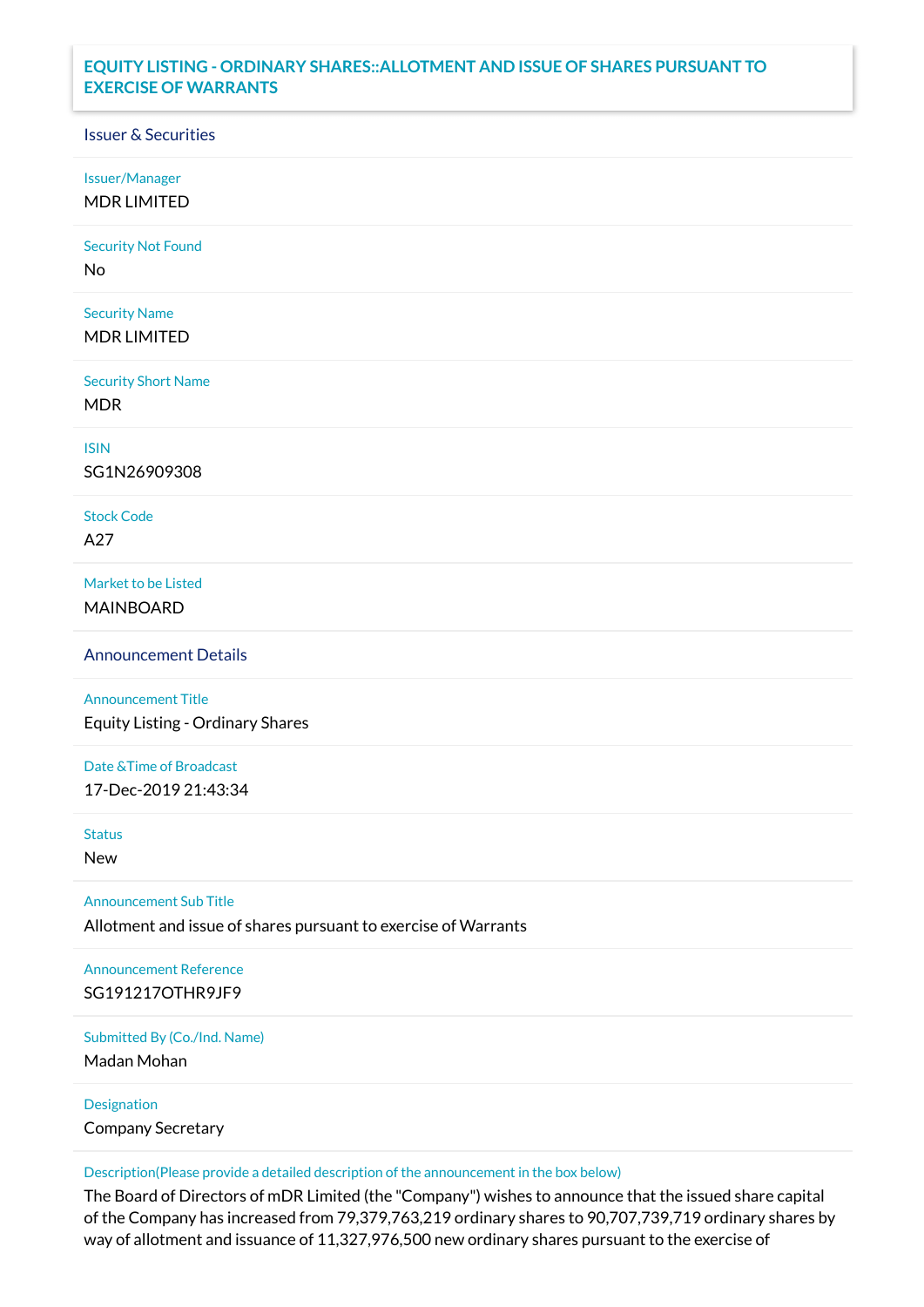# EQUITY LISTING - ORDINARY SHARES::ALLOTMENT AND ISSUE OF SHARES PURSUANT TO EXERCISE OF WARRANTS

## Issuer & Securities

Issuer/Manager

MDR LIMITED

Security Not Found

No

Security Name

MDR LIMITED

Security Short Name

MDR

ISIN

SG1N26909308

Stock Code

A27

Market to be Listed

MAINBOARD

## Announcement Details

Announcement Title

Equity Listing - Ordinary Shares

Date &Time of Broadcast

17-Dec-2019 21:43:34

Status

New

Announcement Sub Title

Allotment and issue of shares pursuant to exercise of Warrants

Announcement Reference

SG191217OTHR9JF9

Submitted By (Co./Ind. Name)

Madan Mohan

Designation

Company Secretary

Description(Please provide a detailed description of the announcement in the box below)

The Board of Directors of mDR Limited (the "Company") wishes to announce that the issued share capital of the Company has increased from 79,379,763,219 ordinary shares to 90,707,739,719 ordinary shares by way of allotment and issuance of 11,327,976,500 new ordinary shares pursuant to the exercise of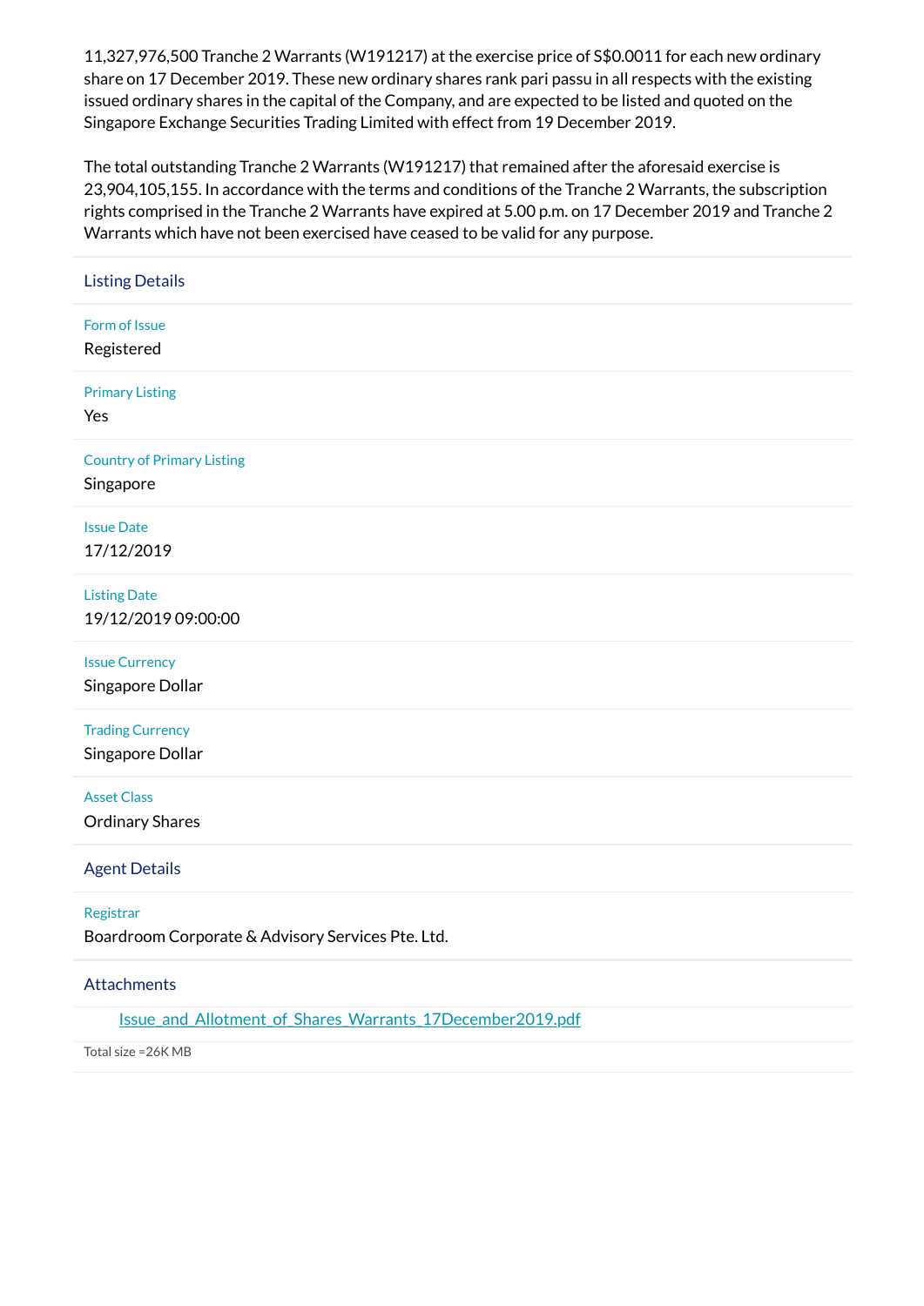11,327,976,500 Tranche 2 Warrants (W191217) at the exercise price of S$0.0011 for each new ordinary share on 17 December 2019. These new ordinary shares rank pari passu in all respects with the existing issued ordinary shares in the capital of the Company, and are expected to be listed and quoted on the Singapore Exchange Securities Trading Limited with effect from 19 December 2019.

The total outstanding Tranche 2 Warrants (W191217) that remained after the aforesaid exercise is 23,904,105,155. In accordance with the terms and conditions of the Tranche 2 Warrants, the subscription rights comprised in the Tranche 2 Warrants have expired at 5.00 p.m. on 17 December 2019 and Tranche 2 Warrants which have not been exercised have ceased to be valid for any purpose.

## Listing Details

**Form of Issue**
Registered

**Primary Listing**
Yes

**Country of Primary Listing**
Singapore

**Issue Date**
17/12/2019

**Listing Date**
19/12/2019 09:00:00

**Issue Currency**
Singapore Dollar

**Trading Currency**
Singapore Dollar

**Asset Class**
Ordinary Shares

## Agent Details

**Registrar**
Boardroom Corporate & Advisory Services Pte. Ltd.

## Attachments

Issue_and_Allotment_of_Shares_Warrants_17December2019.pdf

Total size =26K MB